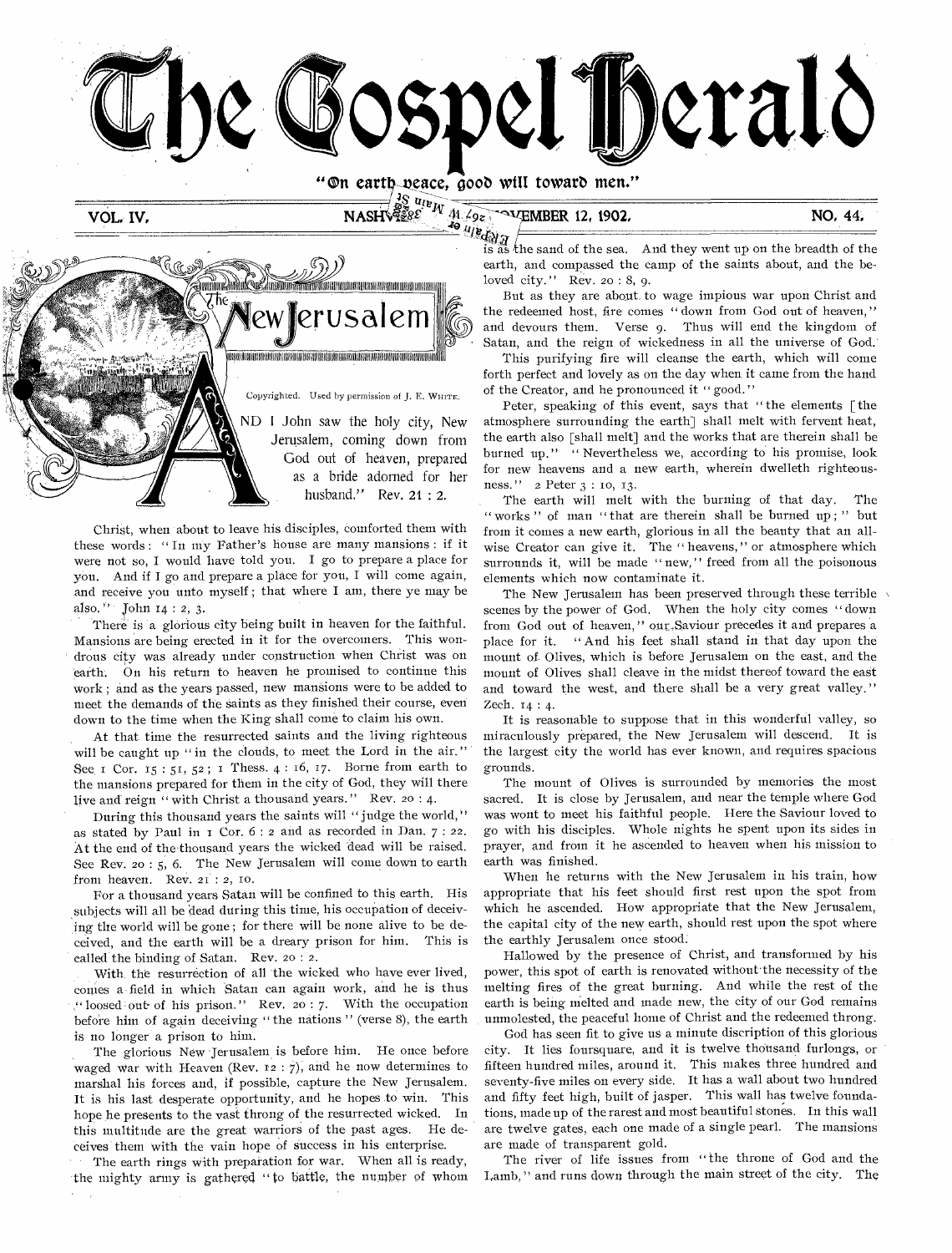# The Gospel Herald

"On earth peace, good will toward men."

VOL. IV. NASHVILLE, TENN., NOVEMBER 12, 1902. NO. 44.

## The New Jerusalem

Copyrighted. Used by permission of J. E. White.

AND I John saw the holy city, New Jerusalem, coming down from God out of heaven, prepared as a bride adorned for her husband." Rev. 21 : 2.

Christ, when about to leave his disciples, comforted them with these words: "In my Father's house are many mansions: if it were not so, I would have told you. I go to prepare a place for you. And if I go and prepare a place for you, I will come again, and receive you unto myself; that where I am, there ye may be also." John 14 : 2, 3.

There is a glorious city being built in heaven for the faithful. Mansions are being erected in it for the overcomers. This wondrous city was already under construction when Christ was on earth. On his return to heaven he promised to continue this work; and as the years passed, new mansions were to be added to meet the demands of the saints as they finished their course, even down to the time when the King shall come to claim his own.

At that time the resurrected saints and the living righteous will be caught up "in the clouds, to meet the Lord in the air." See 1 Cor. 15 : 51, 52; 1 Thess. 4 : 16, 17. Borne from earth to the mansions prepared for them in the city of God, they will there live and reign "with Christ a thousand years." Rev. 20 : 4.

During this thousand years the saints will "judge the world," as stated by Paul in 1 Cor. 6 : 2 and as recorded in Dan. 7 : 22. At the end of the thousand years the wicked dead will be raised. See Rev. 20 : 5, 6. The New Jerusalem will come down to earth from heaven. Rev. 21 : 2, 10.

For a thousand years Satan will be confined to this earth. His subjects will all be dead during this time, his occupation of deceiving the world will be gone; for there will be none alive to be deceived, and the earth will be a dreary prison for him. This is called the binding of Satan. Rev. 20 : 2.

With the resurrection of all the wicked who have ever lived, comes a field in which Satan can again work, and he is thus "loosed out of his prison." Rev. 20 : 7. With the occupation before him of again deceiving "the nations" (verse 8), the earth is no longer a prison to him.

The glorious New Jerusalem is before him. He once before waged war with Heaven (Rev. 12 : 7), and he now determines to marshal his forces and, if possible, capture the New Jerusalem. It is his last desperate opportunity, and he hopes to win. This hope he presents to the vast throng of the resurrected wicked. In this multitude are the great warriors of the past ages. He deceives them with the vain hope of success in his enterprise.

The earth rings with preparation for war. When all is ready, the mighty army is gathered "to battle, the number of whom is as the sand of the sea. And they went up on the breadth of the earth, and compassed the camp of the saints about, and the beloved city." Rev. 20 : 8, 9.

But as they are about to wage impious war upon Christ and the redeemed host, fire comes "down from God out of heaven," and devours them. Verse 9. Thus will end the kingdom of Satan, and the reign of wickedness in all the universe of God.

This purifying fire will cleanse the earth, which will come forth perfect and lovely as on the day when it came from the hand of the Creator, and he pronounced it "good."

Peter, speaking of this event, says that "the elements [the atmosphere surrounding the earth] shall melt with fervent heat, the earth also [shall melt] and the works that are therein shall be burned up." "Nevertheless we, according to his promise, look for new heavens and a new earth, wherein dwelleth righteousness." 2 Peter 3 : 10, 13.

The earth will melt with the burning of that day. The "works" of man "that are therein shall be burned up;" but from it comes a new earth, glorious in all the beauty that an all-wise Creator can give it. The "heavens," or atmosphere which surrounds it, will be made "new," freed from all the poisonous elements which now contaminate it.

The New Jerusalem has been preserved through these terrible scenes by the power of God. When the holy city comes "down from God out of heaven," our Saviour precedes it and prepares a place for it. "And his feet shall stand in that day upon the mount of Olives, which is before Jerusalem on the east, and the mount of Olives shall cleave in the midst thereof toward the east and toward the west, and there shall be a very great valley." Zech. 14 : 4.

It is reasonable to suppose that in this wonderful valley, so miraculously prepared, the New Jerusalem will descend. It is the largest city the world has ever known, and requires spacious grounds.

The mount of Olives is surrounded by memories the most sacred. It is close by Jerusalem, and near the temple where God was wont to meet his faithful people. Here the Saviour loved to go with his disciples. Whole nights he spent upon its sides in prayer, and from it he ascended to heaven when his mission to earth was finished.

When he returns with the New Jerusalem in his train, how appropriate that his feet should first rest upon the spot from which he ascended. How appropriate that the New Jerusalem, the capital city of the new earth, should rest upon the spot where the earthly Jerusalem once stood.

Hallowed by the presence of Christ, and transformed by his power, this spot of earth is renovated without the necessity of the melting fires of the great burning. And while the rest of the earth is being melted and made new, the city of our God remains unmolested, the peaceful home of Christ and the redeemed throng.

God has seen fit to give us a minute discription of this glorious city. It lies foursquare, and it is twelve thousand furlongs, or fifteen hundred miles, around it. This makes three hundred and seventy-five miles on every side. It has a wall about two hundred and fifty feet high, built of jasper. This wall has twelve foundations, made up of the rarest and most beautiful stones. In this wall are twelve gates, each one made of a single pearl. The mansions are made of transparent gold.

The river of life issues from "the throne of God and the Lamb," and runs down through the main street of the city. The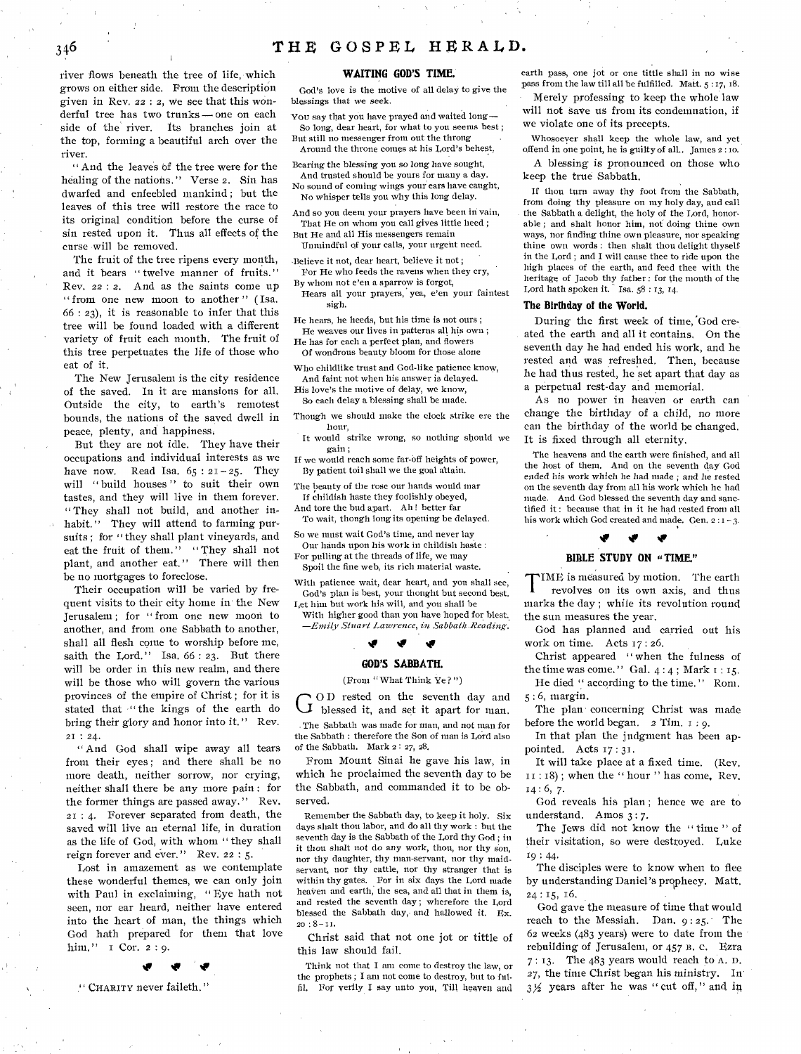river flows beneath the tree of life, which grows on either side. From the description given in Rev. 22 : 2, we see that this wonderful tree has two trunks — one on each side of the river. Its branches join at the top, forming a beautiful arch over the river.

"And the leaves of the tree were for the healing of the nations." Verse 2. Sin has dwarfed and enfeebled mankind; but the leaves of this tree will restore the race to its original condition before the curse of sin rested upon it. Thus all effects of the curse will be removed.

The fruit of the tree ripens every month, and it bears "twelve manner of fruits." Rev. 22 : 2. And as the saints come up "from one new moon to another" (Isa. 66 : 23), it is reasonable to infer that this tree will be found loaded with a different variety of fruit each month. The fruit of this tree perpetuates the life of those who eat of it.

The New Jerusalem is the city residence of the saved. In it are mansions for all. Outside the city, to earth's remotest bounds, the nations of the saved dwell in peace, plenty, and happiness.

But they are not idle. They have their occupations and individual interests as we have now. Read Isa. 65 : 21-25. They will "build houses" to suit their own tastes, and they will live in them forever. "They shall not build, and another inhabit." They will attend to farming pursuits; for "they shall plant vineyards, and eat the fruit of them." "They shall not plant, and another eat." There will then be no mortgages to foreclose.

Their occupation will be varied by frequent visits to their city home in the New Jerusalem; for "from one new moon to another, and from one Sabbath to another, shall all flesh come to worship before me, saith the Lord." Isa. 66 : 23. But there will be order in this new realm, and there will be those who will govern the various provinces of the empire of Christ; for it is stated that "the kings of the earth do bring their glory and honor into it." Rev. 21 : 24.

"And God shall wipe away all tears from their eyes; and there shall be no more death, neither sorrow, nor crying, neither shall there be any more pain: for the former things are passed away." Rev. 21 : 4. Forever separated from death, the saved will live an eternal life, in duration as the life of God, with whom "they shall reign forever and ever." Rev. 22 : 5.

Lost in amazement as we contemplate these wonderful themes, we can only join with Paul in exclaiming, "Eye hath not seen, nor ear heard, neither have entered into the heart of man, the things which God hath prepared for them that love him." 1 Cor. 2 : 9.

"CHARITY never faileth."

## WAITING GOD'S TIME.

God's love is the motive of all delay to give the blessings that we seek.

You say that you have prayed and waited long —
So long, dear heart, for what to you seems best;
But still no messenger from out the throng
Around the throne comes at his Lord's behest,

Bearing the blessing you so long have sought,
And trusted should be yours for many a day.
No sound of coming wings your ears have caught,
No whisper tells you why this long delay.

And so you deem your prayers have been in vain,
That He on whom you call gives little heed;
But He and all His messengers remain
Unmindful of your calls, your urgent need.

Believe it not, dear heart, believe it not;
For He who feeds the ravens when they cry,
By whom not e'en a sparrow is forgot,
Hears all your prayers, yea, e'en your faintest sigh.

He hears, he heeds, but his time is not ours;
He weaves our lives in patterns all his own;
He has for each a perfect plan, and flowers
Of wondrous beauty bloom for those alone

Who childlike trust and God-like patience know,
And faint not when his answer is delayed.
His love's the motive of delay, we know,
So each delay a blessing shall be made.

Though we should make the clock strike ere the hour,
It would strike wrong, so nothing should we gain;
If we would reach some far-off heights of power,
By patient toil shall we the goal attain.

The beauty of the rose our hands would mar
If childish haste they foolishly obeyed,
And tore the bud apart. Ah! better far
To wait, though long its opening be delayed.

So we must wait God's time, and never lay
Our hands upon his work in childish haste:
For pulling at the threads of life, we may
Spoil the fine web, its rich material waste.

With patience wait, dear heart, and you shall see,
God's plan is best, your thought but second best.
Let him but work his will, and you shall be
With higher good than you have hoped for blest.
—*Emily Stuart Lawrence, in Sabbath Reading.*

## GOD'S SABBATH.

(From "What Think Ye?")

GOD rested on the seventh day and blessed it, and set it apart for man.

The Sabbath was made for man, and not man for the Sabbath: therefore the Son of man is Lord also of the Sabbath. Mark 2 : 27, 28.

From Mount Sinai he gave his law, in which he proclaimed the seventh day to be the Sabbath, and commanded it to be observed.

Remember the Sabbath day, to keep it holy. Six days shalt thou labor, and do all thy work: but the seventh day is the Sabbath of the Lord thy God; in it thou shalt not do any work, thou, nor thy son, nor thy daughter, thy man-servant, nor thy maid-servant, nor thy cattle, nor thy stranger that is within thy gates. For in six days the Lord made heaven and earth, the sea, and all that in them is, and rested the seventh day; wherefore the Lord blessed the Sabbath day, and hallowed it. Ex. 20 : 8-11.

Christ said that not one jot or tittle of this law should fail.

Think not that I am come to destroy the law, or the prophets; I am not come to destroy, but to fulfil. For verily I say unto you, Till heaven and earth pass, one jot or one tittle shall in no wise pass from the law till all be fulfilled. Matt. 5 : 17, 18.

Merely professing to keep the whole law will not save us from its condemnation, if we violate one of its precepts.

Whosoever shall keep the whole law, and yet offend in one point, he is guilty of all. James 2 : 10.

A blessing is pronounced on those who keep the true Sabbath.

If thou turn away thy foot from the Sabbath, from doing thy pleasure on my holy day, and call the Sabbath a delight, the holy of the Lord, honorable; and shalt honor him, not doing thine own ways, nor finding thine own pleasure, nor speaking thine own words: then shalt thou delight thyself in the Lord; and I will cause thee to ride upon the high places of the earth, and feed thee with the heritage of Jacob thy father: for the mouth of the Lord hath spoken it. Isa. 58 : 13, 14.

### The Birthday of the World.

During the first week of time, God created the earth and all it contains. On the seventh day he had ended his work, and he rested and was refreshed. Then, because he had thus rested, he set apart that day as a perpetual rest-day and memorial.

As no power in heaven or earth can change the birthday of a child, no more can the birthday of the world be changed. It is fixed through all eternity.

The heavens and the earth were finished, and all the host of them. And on the seventh day God ended his work which he had made; and he rested on the seventh day from all his work which he had made. And God blessed the seventh day and sanctified it: because that in it he had rested from all his work which God created and made. Gen. 2 : 1-3.

## BIBLE STUDY ON "TIME."

TIME is measured by motion. The earth revolves on its own axis, and thus marks the day; while its revolution round the sun measures the year.

God has planned and carried out his work on time. Acts 17 : 26.

Christ appeared "when the fulness of the time was come." Gal. 4 : 4; Mark 1 : 15.

He died "according to the time." Rom. 5 : 6, margin.

The plan concerning Christ was made before the world began. 2 Tim. 1 : 9.

In that plan the judgment has been appointed. Acts 17 : 31.

It will take place at a fixed time. (Rev. 11 : 18); when the "hour" has come. Rev. 14 : 6, 7.

God reveals his plan; hence we are to understand. Amos 3 : 7.

The Jews did not know the "time" of their visitation, so were destroyed. Luke 19 : 44.

The disciples were to know when to flee by understanding Daniel's prophecy. Matt. 24 : 15, 16.

God gave the measure of time that would reach to the Messiah. Dan. 9 : 25. The 62 weeks (483 years) were to date from the rebuilding of Jerusalem, or 457 B. C. Ezra 7 : 13. The 483 years would reach to A. D. 27, the time Christ began his ministry. In 3½ years after he was "cut off," and in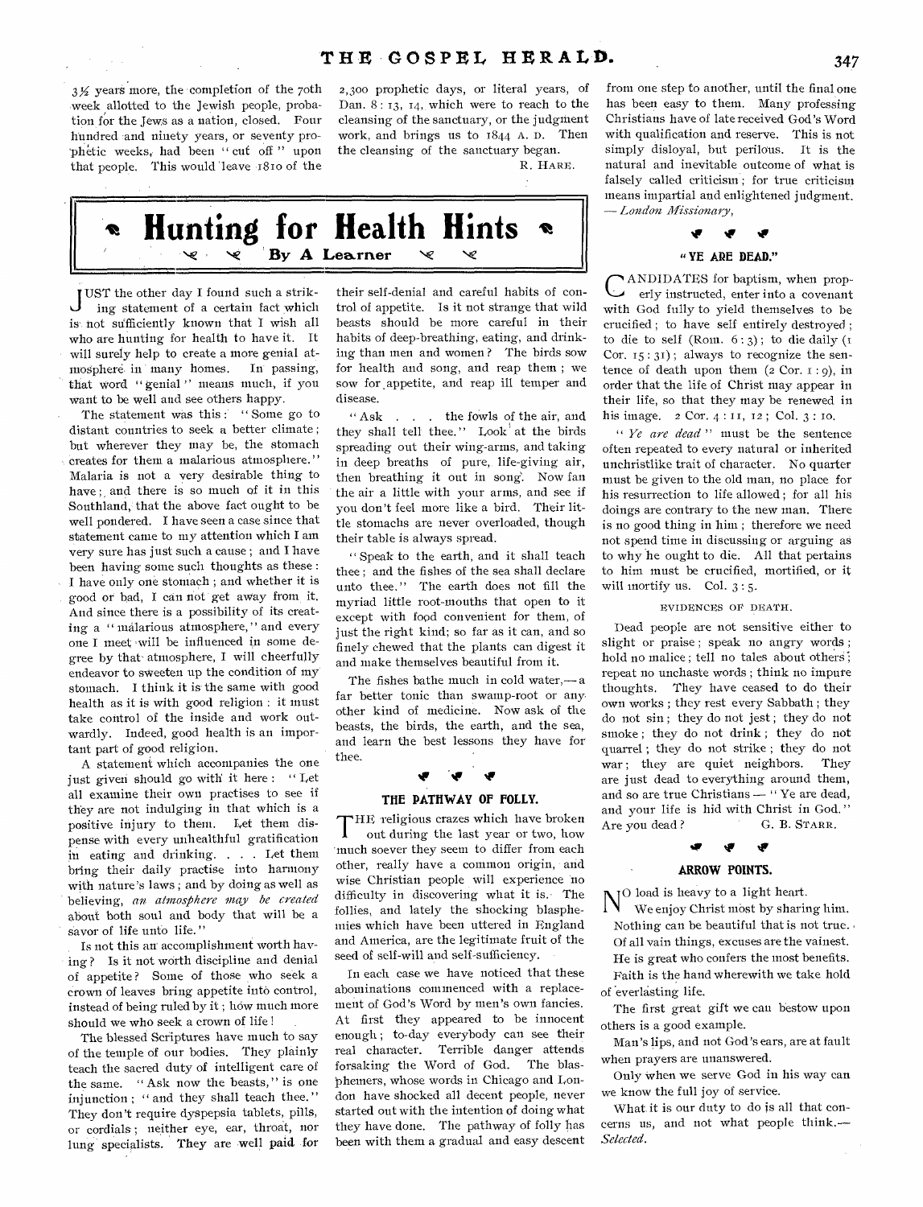3½ years more, the completion of the 70th week allotted to the Jewish people, probation for the Jews as a nation, closed. Four hundred and ninety years, or seventy prophetic weeks, had been "cut off" upon that people. This would leave 1810 of the 2,300 prophetic days, or literal years, of Dan. 8: 13, 14, which were to reach to the cleansing of the sanctuary, or the judgment work, and brings us to 1844 A. D. Then the cleansing of the sanctuary began.

R. HARE.

from one step to another, until the final one has been easy to them. Many professing Christians have of late received God's Word with qualification and reserve. This is not simply disloyal, but perilous. It is the natural and inevitable outcome of what is falsely called criticism; for true criticism means impartial and enlightened judgment. — *London Missionary*.

# Hunting for Health Hints

By A Learner

JUST the other day I found such a striking statement of a certain fact which is not sufficiently known that I wish all who are hunting for health to have it. It will surely help to create a more genial atmosphere in many homes. In passing, that word "genial" means much, if you want to be well and see others happy.

The statement was this: "Some go to distant countries to seek a better climate; but wherever they may be, the stomach creates for them a malarious atmosphere." Malaria is not a very desirable thing to have; and there is so much of it in this Southland, that the above fact ought to be well pondered. I have seen a case since that statement came to my attention which I am very sure has just such a cause; and I have been having some such thoughts as these: I have only one stomach; and whether it is good or bad, I can not get away from it. And since there is a possibility of its creating a "malarious atmosphere," and every one I meet will be influenced in some degree by that atmosphere, I will cheerfully endeavor to sweeten up the condition of my stomach. I think it is the same with good health as it is with good religion: it must take control of the inside and work outwardly. Indeed, good health is an important part of good religion.

A statement which accompanies the one just given should go with it here: "Let all examine their own practises to see if they are not indulging in that which is a positive injury to them. Let them dispense with every unhealthful gratification in eating and drinking. . . . Let them bring their daily practise into harmony with nature's laws; and by doing as well as believing, *an atmosphere may be created* about both soul and body that will be a savor of life unto life."

Is not this an accomplishment worth having? Is it not worth discipline and denial of appetite? Some of those who seek a crown of leaves bring appetite into control, instead of being ruled by it; how much more should we who seek a crown of life!

The blessed Scriptures have much to say of the temple of our bodies. They plainly teach the sacred duty of intelligent care of the same. "Ask now the beasts," is one injunction; "and they shall teach thee." They don't require dyspepsia tablets, pills, or cordials; neither eye, ear, throat, nor lung specialists. They are well paid for their self-denial and careful habits of control of appetite. Is it not strange that wild beasts should be more careful in their habits of deep-breathing, eating, and drinking than men and women? The birds sow for health and song, and reap them; we sow for appetite, and reap ill temper and disease.

"Ask . . . the fowls of the air, and they shall tell thee." Look at the birds spreading out their wing-arms, and taking in deep breaths of pure, life-giving air, then breathing it out in song. Now fan the air a little with your arms, and see if you don't feel more like a bird. Their little stomachs are never overloaded, though their table is always spread.

"Speak to the earth, and it shall teach thee; and the fishes of the sea shall declare unto thee." The earth does not fill the myriad little root-mouths that open to it except with food convenient for them, of just the right kind; so far as it can, and so finely chewed that the plants can digest it and make themselves beautiful from it.

The fishes bathe much in cold water,— a far better tonic than swamp-root or any other kind of medicine. Now ask of the beasts, the birds, the earth, and the sea, and learn the best lessons they have for thee.

## THE PATHWAY OF FOLLY.

THE religious crazes which have broken out during the last year or two, how much soever they seem to differ from each other, really have a common origin, and wise Christian people will experience no difficulty in discovering what it is. The follies, and lately the shocking blasphemies which have been uttered in England and America, are the legitimate fruit of the seed of self-will and self-sufficiency.

In each case we have noticed that these abominations commenced with a replacement of God's Word by men's own fancies. At first they appeared to be innocent enough; to-day everybody can see their real character. Terrible danger attends forsaking the Word of God. The blasphemers, whose words in Chicago and London have shocked all decent people, never started out with the intention of doing what they have done. The pathway of folly has been with them a gradual and easy descent

## "YE ARE DEAD."

CANDIDATES for baptism, when properly instructed, enter into a covenant with God fully to yield themselves to be crucified; to have self entirely destroyed; to die to self (Rom. 6: 3); to die daily (1 Cor. 15: 31); always to recognize the sentence of death upon them (2 Cor. 1: 9), in order that the life of Christ may appear in their life, so that they may be renewed in his image. 2 Cor. 4: 11, 12; Col. 3: 10.

"*Ye are dead*" must be the sentence often repeated to every natural or inherited unchristlike trait of character. No quarter must be given to the old man, no place for his resurrection to life allowed; for all his doings are contrary to the new man. There is no good thing in him; therefore we need not spend time in discussing or arguing as to why he ought to die. All that pertains to him must be crucified, mortified, or it will mortify us. Col. 3: 5.

EVIDENCES OF DEATH.

Dead people are not sensitive either to slight or praise; speak no angry words; hold no malice; tell no tales about others; repeat no unchaste words; think no impure thoughts. They have ceased to do their own works; they rest every Sabbath; they do not sin; they do not jest; they do not smoke; they do not drink; they do not quarrel; they do not strike; they do not war; they are quiet neighbors. They are just dead to everything around them, and so are true Christians — "Ye are dead, and your life is hid with Christ in God." Are you dead?

G. B. STARR.

## ARROW POINTS.

NO load is heavy to a light heart.

We enjoy Christ most by sharing him.

Nothing can be beautiful that is not true.

Of all vain things, excuses are the vainest.

He is great who confers the most benefits.

Faith is the hand wherewith we take hold of everlasting life.

The first great gift we can bestow upon others is a good example.

Man's lips, and not God's ears, are at fault when prayers are unanswered.

Only when we serve God in his way can we know the full joy of service.

What it is our duty to do is all that concerns us, and not what people think.— *Selected*.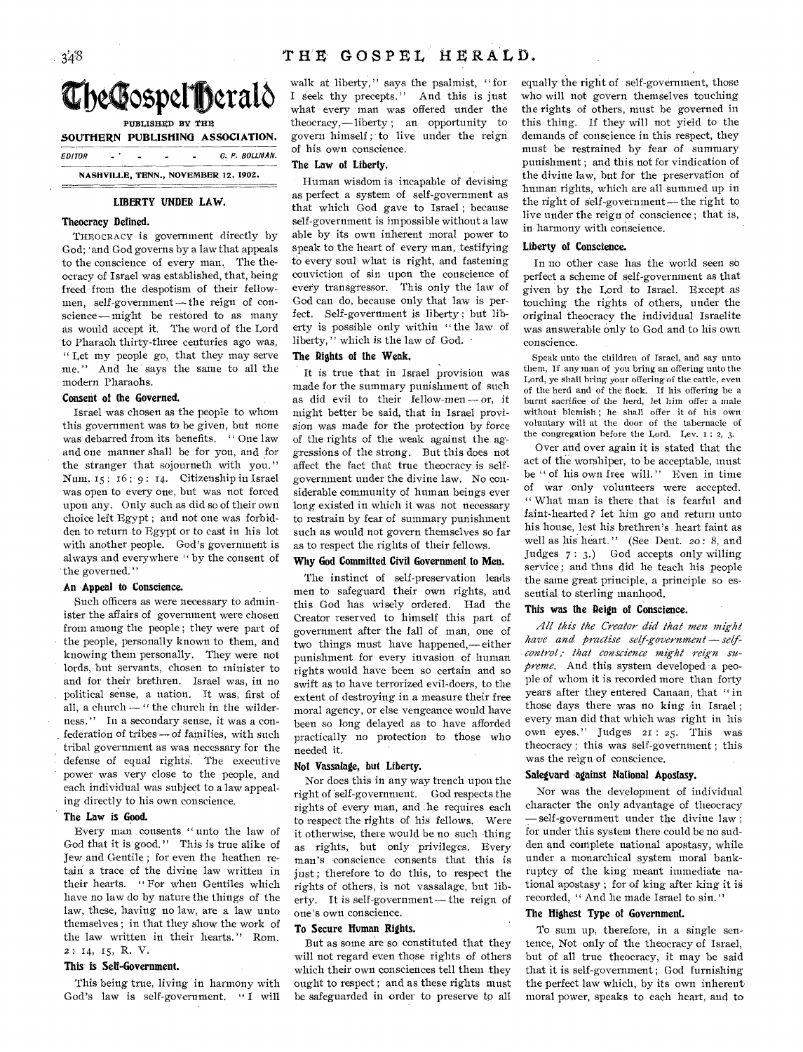# The Gospel Herald

PUBLISHED BY THE

SOUTHERN PUBLISHING ASSOCIATION.

EDITOR - - - - - C. P. BOLLMAN.

NASHVILLE, TENN., NOVEMBER 12, 1902.

## LIBERTY UNDER LAW.

### Theocracy Defined.

THEOCRACY is government directly by God; and God governs by a law that appeals to the conscience of every man. The theocracy of Israel was established, that, being freed from the despotism of their fellowmen, self-government — the reign of conscience — might be restored to as many as would accept it. The word of the Lord to Pharaoh thirty-three centuries ago was, "Let my people go, that they may serve me." And he says the same to all the modern Pharaohs.

### Consent of the Governed.

Israel was chosen as the people to whom this government was to be given, but none was debarred from its benefits. "One law and one manner shall be for you, and for the stranger that sojourneth with you." Num. 15: 16; 9: 14. Citizenship in Israel was open to every one, but was not forced upon any. Only such as did so of their own choice left Egypt; and not one was forbidden to return to Egypt or to cast in his lot with another people. God's government is always and everywhere "by the consent of the governed."

### An Appeal to Conscience.

Such officers as were necessary to administer the affairs of government were chosen from among the people; they were part of the people, personally known to them, and knowing them personally. They were not lords, but servants, chosen to minister to and for their brethren. Israel was, in no political sense, a nation. It was, first of all, a church — "the church in the wilderness." In a secondary sense, it was a confederation of tribes — of families, with such tribal government as was necessary for the defense of equal rights. The executive power was very close to the people, and each individual was subject to a law appealing directly to his own conscience.

### The Law is Good.

Every man consents "unto the law of God that it is good." This is true alike of Jew and Gentile; for even the heathen retain a trace of the divine law written in their hearts. "For when Gentiles which have no law do by nature the things of the law, these, having no law, are a law unto themselves; in that they show the work of the law written in their hearts." Rom. 2: 14, 15, R. V.

### This is Self-Government.

This being true, living in harmony with God's law is self-government. "I will walk at liberty," says the psalmist, "for I seek thy precepts." And this is just what every man was offered under the theocracy, — liberty; an opportunity to govern himself; to live under the reign of his own conscience.

### The Law of Liberty.

Human wisdom is incapable of devising as perfect a system of self-government as that which God gave to Israel; because self-government is impossible without a law able by its own inherent moral power to speak to the heart of every man, testifying to every soul what is right, and fastening conviction of sin upon the conscience of every transgressor. This only the law of God can do, because only that law is perfect. Self-government is liberty; but liberty is possible only within "the law of liberty," which is the law of God.

### The Rights of the Weak.

It is true that in Israel provision was made for the summary punishment of such as did evil to their fellow-men — or, it might better be said, that in Israel provision was made for the protection by force of the rights of the weak against the aggressions of the strong. But this does not affect the fact that true theocracy is self-government under the divine law. No considerable community of human beings ever long existed in which it was not necessary to restrain by fear of summary punishment such as would not govern themselves so far as to respect the rights of their fellows.

### Why God Committed Civil Government to Men.

The instinct of self-preservation leads men to safeguard their own rights, and this God has wisely ordered. Had the Creator reserved to himself this part of government after the fall of man, one of two things must have happened, — either punishment for every invasion of human rights would have been so certain and so swift as to have terrorized evil-doers, to the extent of destroying in a measure their free moral agency, or else vengeance would have been so long delayed as to have afforded practically no protection to those who needed it.

### Not Vassalage, but Liberty.

Nor does this in any way trench upon the right of self-government. God respects the rights of every man, and he requires each to respect the rights of his fellows. Were it otherwise, there would be no such thing as rights, but only privileges. Every man's conscience consents that this is just; therefore to do this, to respect the rights of others, is not vassalage, but liberty. It is self-government — the reign of one's own conscience.

### To Secure Human Rights.

But as some are so constituted that they will not regard even those rights of others which their own consciences tell them they ought to respect; and as these rights must be safeguarded in order to preserve to all equally the right of self-government, those who will not govern themselves touching the rights of others, must be governed in this thing. If they will not yield to the demands of conscience in this respect, they must be restrained by fear of summary punishment; and this not for vindication of the divine law, but for the preservation of human rights, which are all summed up in the right of self-government — the right to live under the reign of conscience; that is, in harmony with conscience.

### Liberty of Conscience.

In no other case has the world seen so perfect a scheme of self-government as that given by the Lord to Israel. Except as touching the rights of others, under the original theocracy the individual Israelite was answerable only to God and to his own conscience.

> Speak unto the children of Israel, and say unto them, If any man of you bring an offering unto the Lord, ye shall bring your offering of the cattle, even of the herd and of the flock. If his offering be a burnt sacrifice of the herd, let him offer a male without blemish; he shall offer it of his own voluntary will at the door of the tabernacle of the congregation before the Lord. Lev. 1: 2, 3.

Over and over again it is stated that the act of the worshiper, to be acceptable, must be "of his own free will." Even in time of war only volunteers were accepted. "What man is there that is fearful and faint-hearted? let him go and return unto his house, lest his brethren's heart faint as well as his heart." (See Deut. 20: 8, and Judges 7: 3.) God accepts only willing service; and thus did he teach his people the same great principle, a principle so essential to sterling manhood.

### This was the Reign of Conscience.

*All this the Creator did that men might have and practise self-government — self-control; that conscience might reign supreme.* And this system developed a people of whom it is recorded more than forty years after they entered Canaan, that "in those days there was no king in Israel; every man did that which was right in his own eyes." Judges 21: 25. This was theocracy; this was self-government; this was the reign of conscience.

### Safeguard against National Apostasy.

Nor was the development of individual character the only advantage of theocracy — self-government under the divine law; for under this system there could be no sudden and complete national apostasy, while under a monarchical system moral bankruptcy of the king meant immediate national apostasy; for of king after king it is recorded, "And he made Israel to sin."

### The Highest Type of Government.

To sum up, therefore, in a single sentence, Not only of the theocracy of Israel, but of all true theocracy, it may be said that it is self-government; God furnishing the perfect law which, by its own inherent moral power, speaks to each heart, and to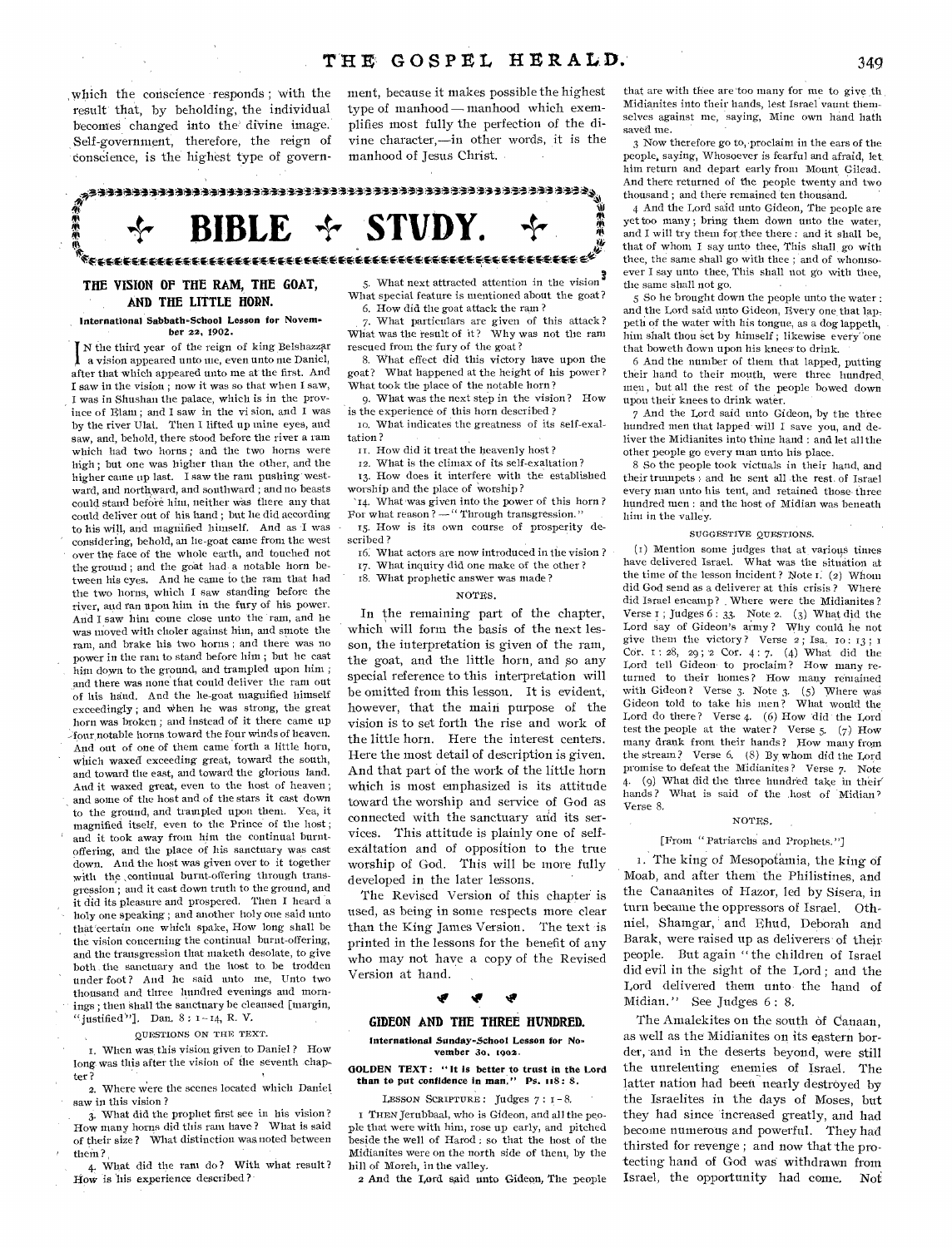which the conscience responds; with the result that, by beholding, the individual becomes changed into the divine image. Self-government, therefore, the reign of conscience, is the highest type of government, because it makes possible the highest type of manhood — manhood which exemplifies most fully the perfection of the divine character,—in other words, it is the manhood of Jesus Christ.

# BIBLE STUDY.

## THE VISION OF THE RAM, THE GOAT, AND THE LITTLE HORN.

**International Sabbath-School Lesson for November 22, 1902.**

In the third year of the reign of king Belshazzar a vision appeared unto me, even unto me Daniel, after that which appeared unto me at the first. And I saw in the vision; now it was so that when I saw, I was in Shushan the palace, which is in the province of Elam; and I saw in the vision, and I was by the river Ulai. Then I lifted up mine eyes, and saw, and, behold, there stood before the river a ram which had two horns; and the two horns were high; but one was higher than the other, and the higher came up last. I saw the ram pushing westward, and northward, and southward; and no beasts could stand before him, neither was there any that could deliver out of his hand; but he did according to his will, and magnified himself. And as I was considering, behold, an he-goat came from the west over the face of the whole earth, and touched not the ground; and the goat had a notable horn between his eyes. And he came to the ram that had the two horns, which I saw standing before the river, and ran upon him in the fury of his power. And I saw him come close unto the ram, and he was moved with choler against him, and smote the ram, and brake his two horns; and there was no power in the ram to stand before him; but he cast him down to the ground, and trampled upon him; and there was none that could deliver the ram out of his hand. And the he-goat magnified himself exceedingly; and when he was strong, the great horn was broken; and instead of it there came up four notable horns toward the four winds of heaven. And out of one of them came forth a little horn, which waxed exceeding great, toward the south, and toward the east, and toward the glorious land. And it waxed great, even to the host of heaven; and some of the host and of the stars it cast down to the ground, and trampled upon them. Yea, it magnified itself, even to the Prince of the host; and it took away from him the continual burnt-offering, and the place of his sanctuary was cast down. And the host was given over to it together with the continual burnt-offering through transgression; and it cast down truth to the ground, and it did its pleasure and prospered. Then I heard a holy one speaking; and another holy one said unto that certain one which spake, How long shall be the vision concerning the continual burnt-offering, and the transgression that maketh desolate, to give both the sanctuary and the host to be trodden under foot? And he said unto me, Unto two thousand and three hundred evenings and mornings; then shall the sanctuary be cleansed [margin, "justified"]. Dan. 8: 1-14, R. V.

QUESTIONS ON THE TEXT.

1. When was this vision given to Daniel? How long was this after the vision of the seventh chapter?
2. Where were the scenes located which Daniel saw in this vision?
3. What did the prophet first see in his vision? How many horns did this ram have? What is said of their size? What distinction was noted between them?
4. What did the ram do? With what result? How is his experience described?
5. What next attracted attention in the vision? What special feature is mentioned about the goat?
6. How did the goat attack the ram?
7. What particulars are given of this attack? What was the result of it? Why was not the ram rescued from the fury of the goat?
8. What effect did this victory have upon the goat? What happened at the height of his power? What took the place of the notable horn?
9. What was the next step in the vision? How is the experience of this horn described?
10. What indicates the greatness of its self-exaltation?
11. How did it treat the heavenly host?
12. What is the climax of its self-exaltation?
13. How does it interfere with the established worship and the place of worship?
14. What was given into the power of this horn? For what reason? — "Through transgression."
15. How is its own course of prosperity described?
16. What actors are now introduced in the vision?
17. What inquiry did one make of the other?
18. What prophetic answer was made?

NOTES.

In the remaining part of the chapter, which will form the basis of the next lesson, the interpretation is given of the ram, the goat, and the little horn, and so any special reference to this interpretation will be omitted from this lesson. It is evident, however, that the main purpose of the vision is to set forth the rise and work of the little horn. Here the interest centers. Here the most detail of description is given. And that part of the work of the little horn which is most emphasized is its attitude toward the worship and service of God as connected with the sanctuary and its services. This attitude is plainly one of self-exaltation and of opposition to the true worship of God. This will be more fully developed in the later lessons.

The Revised Version of this chapter is used, as being in some respects more clear than the King James Version. The text is printed in the lessons for the benefit of any who may not have a copy of the Revised Version at hand.

## GIDEON AND THE THREE HUNDRED.

**International Sunday-School Lesson for November 30, 1902.**

**GOLDEN TEXT: "It is better to trust in the Lord than to put confidence in man." Ps. 118: 8.**

LESSON SCRIPTURE: Judges 7: 1-8.

1 Then Jerubbaal, who is Gideon, and all the people that were with him, rose up early, and pitched beside the well of Harod: so that the host of the Midianites were on the north side of them, by the hill of Moreh, in the valley.

2 And the Lord said unto Gideon, The people that are with thee are too many for me to give the Midianites into their hands, lest Israel vaunt themselves against me, saying, Mine own hand hath saved me.

3 Now therefore go to, proclaim in the ears of the people, saying, Whosoever is fearful and afraid, let him return and depart early from Mount Gilead. And there returned of the people twenty and two thousand; and there remained ten thousand.

4 And the Lord said unto Gideon, The people are yet too many; bring them down unto the water, and I will try them for thee there: and it shall be, that of whom I say unto thee, This shall go with thee, the same shall go with thee; and of whomsoever I say unto thee, This shall not go with thee, the same shall not go.

5 So he brought down the people unto the water: and the Lord said unto Gideon, Every one that lappeth of the water with his tongue, as a dog lappeth, him shalt thou set by himself; likewise every one that boweth down upon his knees to drink.

6 And the number of them that lapped, putting their hand to their mouth, were three hundred men, but all the rest of the people bowed down upon their knees to drink water.

7 And the Lord said unto Gideon, by the three hundred men that lapped will I save you, and deliver the Midianites into thine hand: and let all the other people go every man unto his place.

8 So the people took victuals in their hand, and their trumpets: and he sent all the rest of Israel every man unto his tent, and retained those three hundred men: and the host of Midian was beneath him in the valley.

SUGGESTIVE QUESTIONS.

(1) Mention some judges that at various times have delivered Israel. What was the situation at the time of the lesson incident? Note 1. (2) Whom did God send as a deliverer at this crisis? Where did Israel encamp? Where were the Midianites? Verse 1; Judges 6: 33. Note 2. (3) What did the Lord say of Gideon's army? Why could he not give them the victory? Verse 2; Isa. 10: 13; 1 Cor. 1: 28, 29; 2 Cor. 4: 7. (4) What did the Lord tell Gideon to proclaim? How many returned to their homes? How many remained with Gideon? Verse 3. Note 3. (5) Where was Gideon told to take his men? What would the Lord do there? Verse 4. (6) How did the Lord test the people at the water? Verse 5. (7) How many drank from their hands? How many from the stream? Verse 6. (8) By whom did the Lord promise to defeat the Midianites? Verse 7. Note 4. (9) What did the three hundred take in their hands? What is said of the host of Midian? Verse 8.

NOTES.

[From "Patriarchs and Prophets."]

1. The king of Mesopotamia, the king of Moab, and after them the Philistines, and the Canaanites of Hazor, led by Sisera, in turn became the oppressors of Israel. Othniel, Shamgar, and Ehud, Deborah and Barak, were raised up as deliverers of their people. But again "the children of Israel did evil in the sight of the Lord; and the Lord delivered them unto the hand of Midian." See Judges 6: 8.

The Amalekites on the south of Canaan, as well as the Midianites on its eastern border, and in the deserts beyond, were still the unrelenting enemies of Israel. The latter nation had been nearly destroyed by the Israelites in the days of Moses, but they had since increased greatly, and had become numerous and powerful. They had thirsted for revenge; and now that the protecting hand of God was withdrawn from Israel, the opportunity had come. Not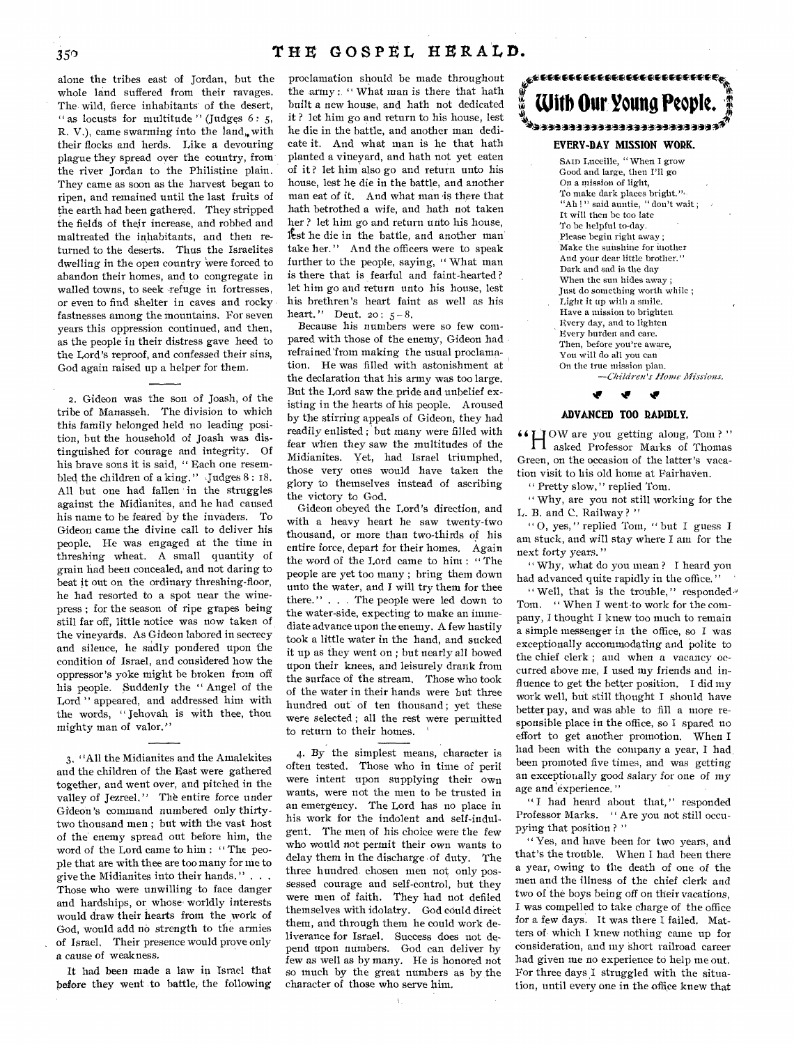alone the tribes east of Jordan, but the whole land suffered from their ravages. The wild, fierce inhabitants of the desert, "as locusts for multitude" (Judges 6: 5, R. V.), came swarming into the land, with their flocks and herds. Like a devouring plague they spread over the country, from the river Jordan to the Philistine plain. They came as soon as the harvest began to ripen, and remained until the last fruits of the earth had been gathered. They stripped the fields of their increase, and robbed and maltreated the inhabitants, and then returned to the deserts. Thus the Israelites dwelling in the open country were forced to abandon their homes, and to congregate in walled towns, to seek refuge in fortresses, or even to find shelter in caves and rocky fastnesses among the mountains. For seven years this oppression continued, and then, as the people in their distress gave heed to the Lord's reproof, and confessed their sins, God again raised up a helper for them.

2. Gideon was the son of Joash, of the tribe of Manasseh. The division to which this family belonged held no leading position, but the household of Joash was distinguished for courage and integrity. Of his brave sons it is said, "Each one resembled the children of a king." Judges 8: 18. All but one had fallen in the struggles against the Midianites, and he had caused his name to be feared by the invaders. To Gideon came the divine call to deliver his people. He was engaged at the time in threshing wheat. A small quantity of grain had been concealed, and not daring to beat it out on the ordinary threshing-floor, he had resorted to a spot near the winepress; for the season of ripe grapes being still far off, little notice was now taken of the vineyards. As Gideon labored in secrecy and silence, he sadly pondered upon the condition of Israel, and considered how the oppressor's yoke might be broken from off his people. Suddenly the "Angel of the Lord" appeared, and addressed him with the words, "Jehovah is with thee, thou mighty man of valor."

3. "All the Midianites and the Amalekites and the children of the East were gathered together, and went over, and pitched in the valley of Jezreel." The entire force under Gideon's command numbered only thirty-two thousand men; but with the vast host of the enemy spread out before him, the word of the Lord came to him: "The people that are with thee are too many for me to give the Midianites into their hands." . . . Those who were unwilling to face danger and hardships, or whose worldly interests would draw their hearts from the work of God, would add no strength to the armies of Israel. Their presence would prove only a cause of weakness.

It had been made a law in Israel that before they went to battle, the following proclamation should be made throughout the army: "What man is there that hath built a new house, and hath not dedicated it? let him go and return to his house, lest he die in the battle, and another man dedicate it. And what man is he that hath planted a vineyard, and hath not yet eaten of it? let him also go and return unto his house, lest he die in the battle, and another man eat of it. And what man is there that hath betrothed a wife, and hath not taken her? let him go and return unto his house, lest he die in the battle, and another man take her." And the officers were to speak further to the people, saying, "What man is there that is fearful and faint-hearted? let him go and return unto his house, lest his brethren's heart faint as well as his heart." Deut. 20: 5-8.

Because his numbers were so few compared with those of the enemy, Gideon had refrained from making the usual proclamation. He was filled with astonishment at the declaration that his army was too large. But the Lord saw the pride and unbelief existing in the hearts of his people. Aroused by the stirring appeals of Gideon, they had readily enlisted; but many were filled with fear when they saw the multitudes of the Midianites. Yet, had Israel triumphed, those very ones would have taken the glory to themselves instead of ascribing the victory to God.

Gideon obeyed the Lord's direction, and with a heavy heart he saw twenty-two thousand, or more than two-thirds of his entire force, depart for their homes. Again the word of the Lord came to him: "The people are yet too many; bring them down unto the water, and I will try them for thee there." . . . The people were led down to the water-side, expecting to make an immediate advance upon the enemy. A few hastily took a little water in the hand, and sucked it up as they went on; but nearly all bowed upon their knees, and leisurely drank from the surface of the stream. Those who took of the water in their hands were but three hundred out of ten thousand; yet these were selected; all the rest were permitted to return to their homes.

4. By the simplest means, character is often tested. Those who in time of peril were intent upon supplying their own wants, were not the men to be trusted in an emergency. The Lord has no place in his work for the indolent and self-indulgent. The men of his choice were the few who would not permit their own wants to delay them in the discharge of duty. The three hundred chosen men not only possessed courage and self-control, but they were men of faith. They had not defiled themselves with idolatry. God could direct them, and through them he could work deliverance for Israel. Success does not depend upon numbers. God can deliver by few as well as by many. He is honored not so much by the great numbers as by the character of those who serve him.

## With Our Young People.

### EVERY-DAY MISSION WORK.

SAID Luceille, "When I grow  
Good and large, then I'll go  
On a mission of light,  
To make dark places bright."  
"Ah!" said auntie, "don't wait;  
It will then be too late  
To be helpful to-day.  
Please begin right away;  
Make the sunshine for mother  
And your dear little brother."  
Dark and sad is the day  
When the sun hides away;  
Just do something worth while;  
Light it up with a smile.  
Have a mission to brighten  
Every day, and to lighten  
Every burden and care.  
Then, before you're aware,  
You will do all you can  
On the true mission plan.

—*Children's Home Missions.*

### ADVANCED TOO RAPIDLY.

"HOW are you getting along, Tom?" asked Professor Marks of Thomas Green, on the occasion of the latter's vacation visit to his old home at Fairhaven.

"Pretty slow," replied Tom.

"Why, are you not still working for the L. B. and C. Railway?"

"O, yes," replied Tom, "but I guess I am stuck, and will stay where I am for the next forty years."

"Why, what do you mean? I heard you had advanced quite rapidly in the office."

"Well, that is the trouble," responded Tom. "When I went to work for the company, I thought I knew too much to remain a simple messenger in the office, so I was exceptionally accommodating and polite to the chief clerk; and when a vacancy occurred above me, I used my friends and influence to get the better position. I did my work well, but still thought I should have better pay, and was able to fill a more responsible place in the office, so I spared no effort to get another promotion. When I had been with the company a year, I had been promoted five times, and was getting an exceptionally good salary for one of my age and experience."

"I had heard about that," responded Professor Marks. "Are you not still occupying that position?"

"Yes, and have been for two years, and that's the trouble. When I had been there a year, owing to the death of one of the men and the illness of the chief clerk and two of the boys being off on their vacations, I was compelled to take charge of the office for a few days. It was there I failed. Matters of which I knew nothing came up for consideration, and my short railroad career had given me no experience to help me out. For three days I struggled with the situation, until every one in the office knew that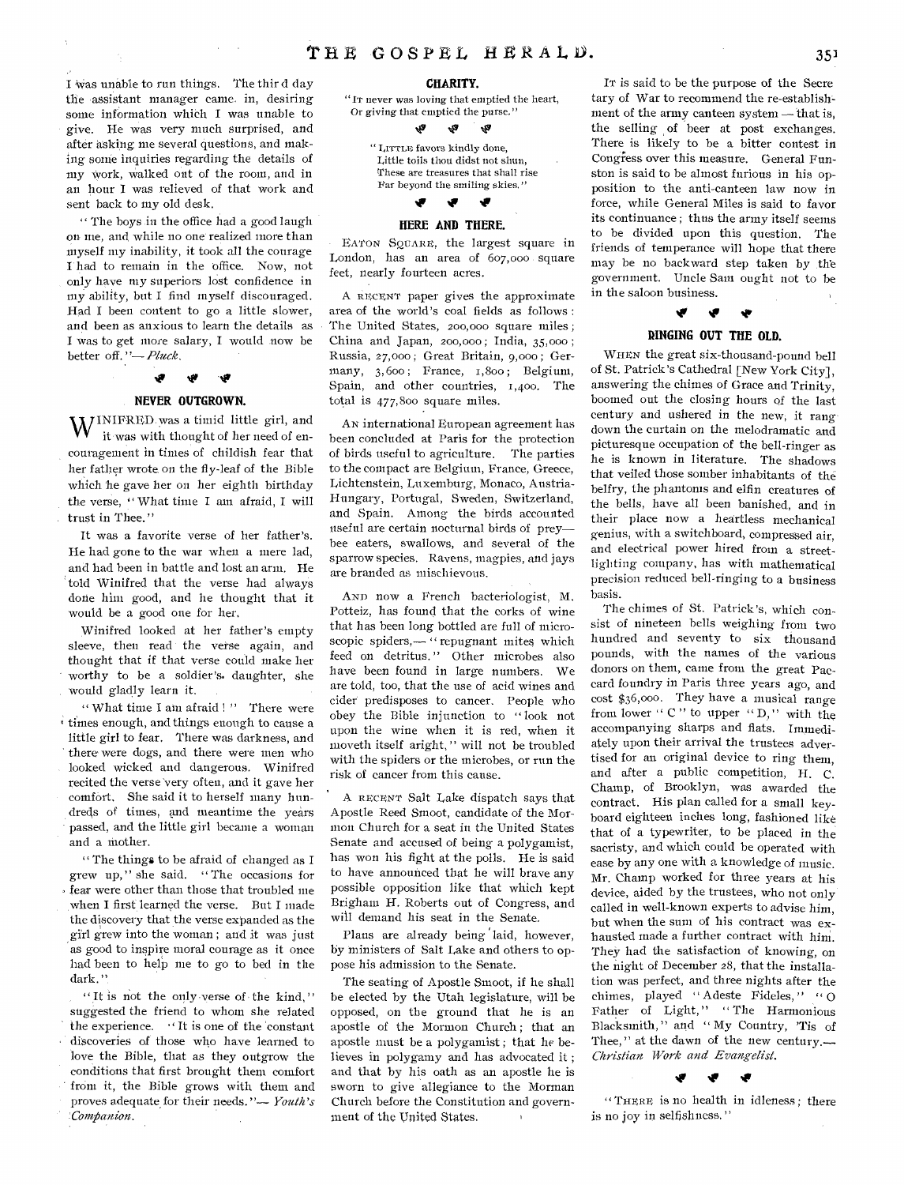I was unable to run things. The third day the assistant manager came in, desiring some information which I was unable to give. He was very much surprised, and after asking me several questions, and making some inquiries regarding the details of my work, walked out of the room, and in an hour I was relieved of that work and sent back to my old desk.

"The boys in the office had a good laugh on me, and while no one realized more than myself my inability, it took all the courage I had to remain in the office. Now, not only have my superiors lost confidence in my ability, but I find myself discouraged. Had I been content to go a little slower, and been as anxious to learn the details as I was to get more salary, I would now be better off."— *Pluck*.

## NEVER OUTGROWN.

WINIFRED was a timid little girl, and it was with thought of her need of encouragement in times of childish fear that her father wrote on the fly-leaf of the Bible which he gave her on her eighth birthday the verse, "What time I am afraid, I will trust in Thee."

It was a favorite verse of her father's. He had gone to the war when a mere lad, and had been in battle and lost an arm. He told Winifred that the verse had always done him good, and he thought that it would be a good one for her.

Winifred looked at her father's empty sleeve, then read the verse again, and thought that if that verse could make her worthy to be a soldier's daughter, she would gladly learn it.

"What time I am afraid!" There were times enough, and things enough to cause a little girl to fear. There was darkness, and there were dogs, and there were men who looked wicked and dangerous. Winifred recited the verse very often, and it gave her comfort. She said it to herself many hundreds of times, and meantime the years passed, and the little girl became a woman and a mother.

"The things to be afraid of changed as I grew up," she said. "The occasions for fear were other than those that troubled me when I first learned the verse. But I made the discovery that the verse expanded as the girl grew into the woman; and it was just as good to inspire moral courage as it once had been to help me to go to bed in the dark."

"It is not the only verse of the kind," suggested the friend to whom she related the experience. "It is one of the constant discoveries of those who have learned to love the Bible, that as they outgrow the conditions that first brought them comfort from it, the Bible grows with them and proves adequate for their needs."— *Youth's Companion*.

## CHARITY.

"IT never was loving that emptied the heart,
Or giving that emptied the purse."

"LITTLE favors kindly done,
Little toils thou didst not shun,
These are treasures that shall rise
Far beyond the smiling skies."

## HERE AND THERE.

EATON SQUARE, the largest square in London, has an area of 607,000 square feet, nearly fourteen acres.

A RECENT paper gives the approximate area of the world's coal fields as follows: The United States, 200,000 square miles; China and Japan, 200,000; India, 35,000; Russia, 27,000; Great Britain, 9,000; Germany, 3,600; France, 1,800; Belgium, Spain, and other countries, 1,400. The total is 477,800 square miles.

AN international European agreement has been concluded at Paris for the protection of birds useful to agriculture. The parties to the compact are Belgium, France, Greece, Lichtenstein, Luxemburg, Monaco, Austria-Hungary, Portugal, Sweden, Switzerland, and Spain. Among the birds accounted useful are certain nocturnal birds of prey— bee eaters, swallows, and several of the sparrow species. Ravens, magpies, and jays are branded as mischievous.

AND now a French bacteriologist, M. Potteiz, has found that the corks of wine that has been long bottled are full of microscopic spiders,— "repugnant mites which feed on detritus." Other microbes also have been found in large numbers. We are told, too, that the use of acid wines and cider predisposes to cancer. People who obey the Bible injunction to "look not upon the wine when it is red, when it moveth itself aright," will not be troubled with the spiders or the microbes, or run the risk of cancer from this cause.

A RECENT Salt Lake dispatch says that Apostle Reed Smoot, candidate of the Mormon Church for a seat in the United States Senate and accused of being a polygamist, has won his fight at the polls. He is said to have announced that he will brave any possible opposition like that which kept Brigham H. Roberts out of Congress, and will demand his seat in the Senate.

Plans are already being laid, however, by ministers of Salt Lake and others to oppose his admission to the Senate.

The seating of Apostle Smoot, if he shall be elected by the Utah legislature, will be opposed, on the ground that he is an apostle of the Mormon Church; that an apostle must be a polygamist; that he believes in polygamy and has advocated it; and that by his oath as an apostle he is sworn to give allegiance to the Morman Church before the Constitution and government of the United States.

IT is said to be the purpose of the Secretary of War to recommend the re-establishment of the army canteen system — that is, the selling of beer at post exchanges. There is likely to be a bitter contest in Congress over this measure. General Funston is said to be almost furious in his opposition to the anti-canteen law now in force, while General Miles is said to favor its continuance; thus the army itself seems to be divided upon this question. The friends of temperance will hope that there may be no backward step taken by the government. Uncle Sam ought not to be in the saloon business.

## RINGING OUT THE OLD.

WHEN the great six-thousand-pound bell of St. Patrick's Cathedral [New York City], answering the chimes of Grace and Trinity, boomed out the closing hours of the last century and ushered in the new, it rang down the curtain on the melodramatic and picturesque occupation of the bell-ringer as he is known in literature. The shadows that veiled those somber inhabitants of the belfry, the phantoms and elfin creatures of the bells, have all been banished, and in their place now a heartless mechanical genius, with a switchboard, compressed air, and electrical power hired from a street-lighting company, has with mathematical precision reduced bell-ringing to a business basis.

The chimes of St. Patrick's, which consist of nineteen bells weighing from two hundred and seventy to six thousand pounds, with the names of the various donors on them, came from the great Paccard foundry in Paris three years ago, and cost $36,000. They have a musical range from lower "C" to upper "D," with the accompanying sharps and flats. Immediately upon their arrival the trustees advertised for an original device to ring them, and after a public competition, H. C. Champ, of Brooklyn, was awarded the contract. His plan called for a small keyboard eighteen inches long, fashioned like that of a typewriter, to be placed in the sacristy, and which could be operated with ease by any one with a knowledge of music. Mr. Champ worked for three years at his device, aided by the trustees, who not only called in well-known experts to advise him, but when the sum of his contract was exhausted made a further contract with him. They had the satisfaction of knowing, on the night of December 28, that the installation was perfect, and three nights after the chimes, played "Adeste Fideles," "O Father of Light," "The Harmonious Blacksmith," and "My Country, 'Tis of Thee," at the dawn of the new century.— *Christian Work and Evangelist*.

"THERE is no health in idleness; there is no joy in selfishness."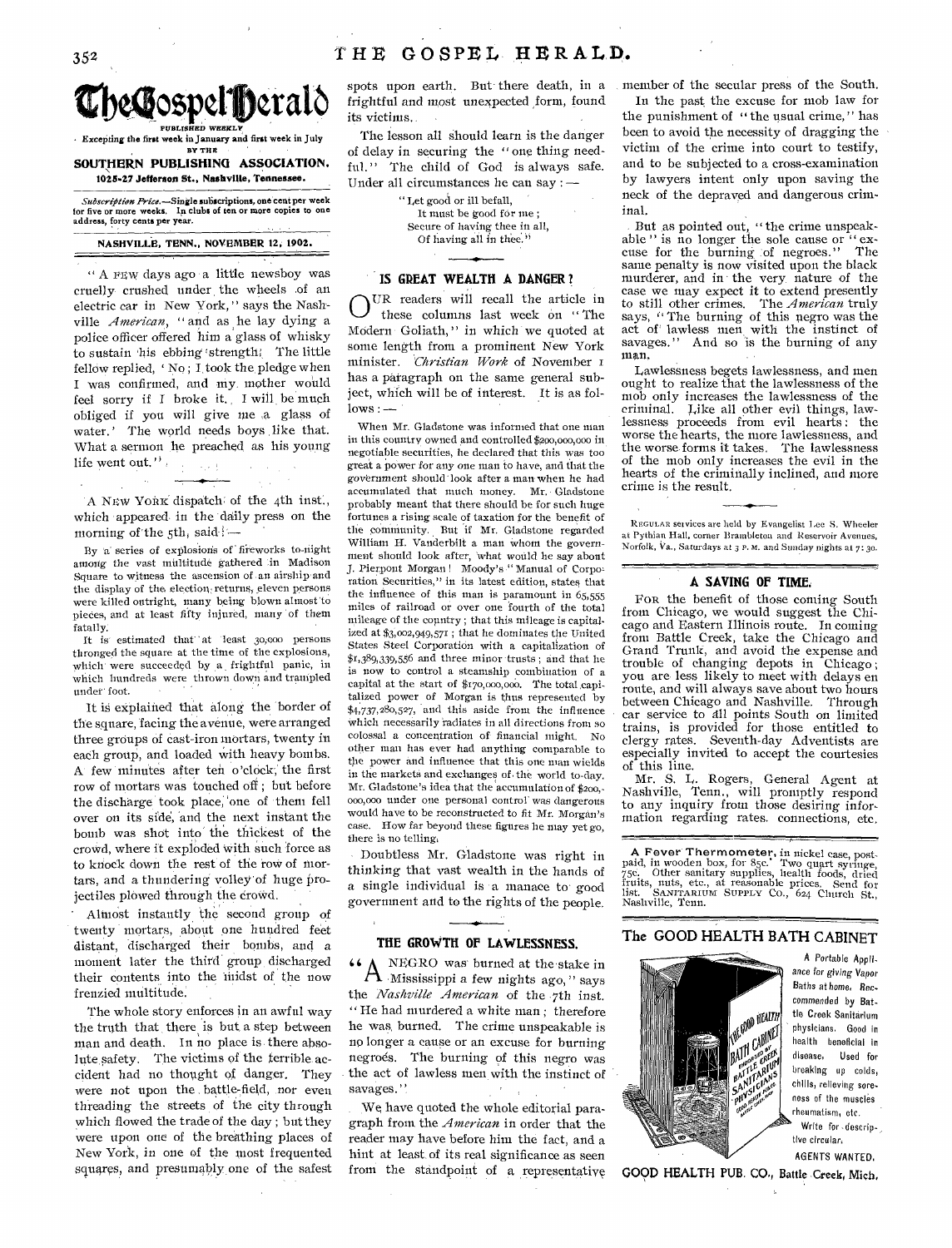# The Gospel Herald

PUBLISHED WEEKLY
Excepting the first week in January and first week in July
BY THE

**SOUTHERN PUBLISHING ASSOCIATION.**
**1025-27 Jefferson St., Nashville, Tennessee.**

*Subscription Price.*—Single subscriptions, one cent per week for five or more weeks. In clubs of ten or more copies to one address, forty cents per year.

**NASHVILLE, TENN., NOVEMBER 12, 1902.**

"A FEW days ago a little newsboy was cruelly crushed under the wheels of an electric car in New York," says the Nashville *American*, "and as he lay dying a police officer offered him a glass of whisky to sustain his ebbing strength. The little fellow replied, 'No; I took the pledge when I was confirmed, and my mother would feel sorry if I broke it. I will be much obliged if you will give me a glass of water.' The world needs boys like that. What a sermon he preached as his young life went out."

A NEW YORK dispatch of the 4th inst., which appeared in the daily press on the morning of the 5th, said:—

By a series of explosions of fireworks to-night among the vast multitude gathered in Madison Square to witness the ascension of an airship and the display of the election returns, eleven persons were killed outright, many being blown almost to pieces, and at least fifty injured, many of them fatally.

It is estimated that at least 30,000 persons thronged the square at the time of the explosions, which were succeeded by a frightful panic, in which hundreds were thrown down and trampled under foot.

It is explained that along the border of the square, facing the avenue, were arranged three groups of cast-iron mortars, twenty in each group, and loaded with heavy bombs. A few minutes after ten o'clock, the first row of mortars was touched off; but before the discharge took place, one of them fell over on its side, and the next instant the bomb was shot into the thickest of the crowd, where it exploded with such force as to knock down the rest of the row of mortars, and a thundering volley of huge projectiles plowed through the crowd.

Almost instantly the second group of twenty mortars, about one hundred feet distant, discharged their bombs, and a moment later the third group discharged their contents into the midst of the now frenzied multitude.

The whole story enforces in an awful way the truth that there is but a step between man and death. In no place is there absolute safety. The victims of the terrible accident had no thought of danger. They were not upon the battle-field, nor even threading the streets of the city through which flowed the trade of the day; but they were upon one of the breathing places of New York, in one of the most frequented squares, and presumably one of the safest spots upon earth. But there death, in a frightful and most unexpected form, found its victims.

The lesson all should learn is the danger of delay in securing the "one thing needful." The child of God is always safe. Under all circumstances he can say:—

"Let good or ill befall,
It must be good for me;
Secure of having thee in all,
Of having all in thee."

## IS GREAT WEALTH A DANGER?

OUR readers will recall the article in these columns last week on "The Modern Goliath," in which we quoted at some length from a prominent New York minister. *Christian Work* of November 1 has a paragraph on the same general subject, which will be of interest. It is as follows:—

When Mr. Gladstone was informed that one man in this country owned and controlled $200,000,000 in negotiable securities, he declared that this was too great a power for any one man to have, and that the government should look after a man when he had accumulated that much money. Mr. Gladstone probably meant that there should be for such huge fortunes a rising scale of taxation for the benefit of the community. But if Mr. Gladstone regarded William H. Vanderbilt a man whom the government should look after, what would he say about J. Pierpont Morgan! Moody's "Manual of Corporation Securities," in its latest edition, states that the influence of this man is paramount in 65,555 miles of railroad or over one fourth of the total mileage of the country; that this mileage is capitalized at $3,002,949,571; that he dominates the United States Steel Corporation with a capitalization of $1,389,339,556 and three minor trusts; and that he is now to control a steamship combination of a capital at the start of $170,000,000. The total capitalized power of Morgan is thus represented by $4,737,280,527, and this aside from the influence which necessarily radiates in all directions from so colossal a concentration of financial might. No other man has ever had anything comparable to the power and influence that this one man wields in the markets and exchanges of the world to-day. Mr. Gladstone's idea that the accumulation of $200,000,000 under one personal control was dangerous would have to be reconstructed to fit Mr. Morgan's case. How far beyond these figures he may yet go, there is no telling.

Doubtless Mr. Gladstone was right in thinking that vast wealth in the hands of a single individual is a manace to good government and to the rights of the people.

## THE GROWTH OF LAWLESSNESS.

"A NEGRO was burned at the stake in Mississippi a few nights ago," says the *Nashville American* of the 7th inst. "He had murdered a white man; therefore he was burned. The crime unspeakable is no longer a cause or an excuse for burning negroes. The burning of this negro was the act of lawless men with the instinct of savages."

We have quoted the whole editorial paragraph from the *American* in order that the reader may have before him the fact, and a hint at least of its real significance as seen from the standpoint of a representative member of the secular press of the South.

In the past the excuse for mob law for the punishment of "the usual crime," has been to avoid the necessity of dragging the victim of the crime into court to testify, and to be subjected to a cross-examination by lawyers intent only upon saving the neck of the depraved and dangerous criminal.

But as pointed out, "the crime unspeakable" is no longer the sole cause or "excuse for the burning of negroes." The same penalty is now visited upon the black murderer, and in the very nature of the case we may expect it to extend presently to still other crimes. The *American* truly says, "The burning of this negro was the act of lawless men with the instinct of savages." And so is the burning of any man.

Lawlessness begets lawlessness, and men ought to realize that the lawlessness of the mob only increases the lawlessness of the criminal. Like all other evil things, lawlessness proceeds from evil hearts; the worse the hearts, the more lawlessness, and the worse forms it takes. The lawlessness of the mob only increases the evil in the hearts of the criminally inclined, and more crime is the result.

REGULAR services are held by Evangelist Lee S. Wheeler at Pythian Hall, corner Brambleton and Reservoir Avenues, Norfolk, Va., Saturdays at 3 P. M. and Sunday nights at 7:30.

## A SAVING OF TIME.

FOR the benefit of those coming South from Chicago, we would suggest the Chicago and Eastern Illinois route. In coming from Battle Creek, take the Chicago and Grand Trunk, and avoid the expense and trouble of changing depots in Chicago; you are less likely to meet with delays en route, and will always save about two hours between Chicago and Nashville. Through car service to all points South on limited trains, is provided for those entitled to clergy rates. Seventh-day Adventists are especially invited to accept the courtesies of this line.

Mr. S. L. Rogers, General Agent at Nashville, Tenn., will promptly respond to any inquiry from those desiring information regarding rates, connections, etc.

**A Fever Thermometer,** in nickel case, post-paid, in wooden box, for 85c. Two quart syringe, 75c. Other sanitary supplies, health foods, dried fruits, nuts, etc., at reasonable prices. Send for list. SANITARIUM SUPPLY CO., 624 Church St., Nashville, Tenn.

## The GOOD HEALTH BATH CABINET

A Portable Appliance for giving Vapor Baths at home. Recommended by Battle Creek Sanitarium physicians. Good in health beneficial in disease. Used for breaking up colds, chills, relieving soreness of the muscles rheumatism, etc. Write for descriptive circular.

AGENTS WANTED.

**GOOD HEALTH PUB. CO., Battle Creek, Mich.**